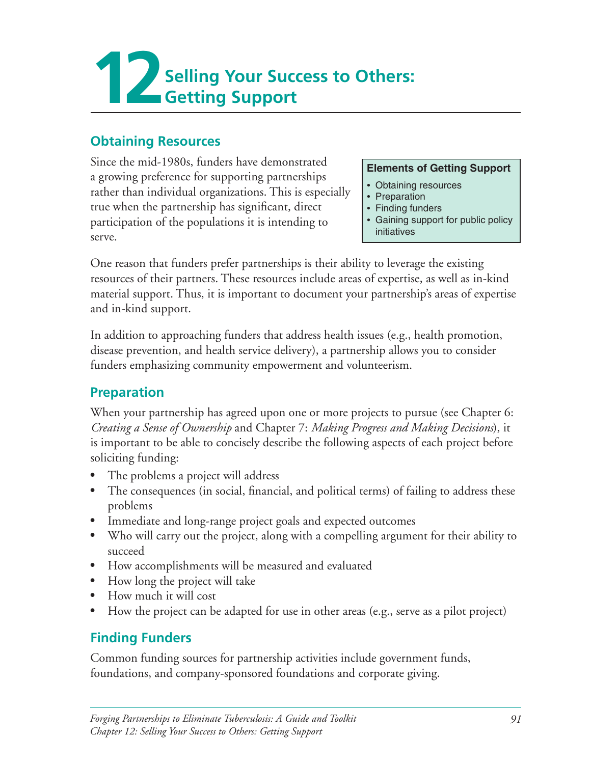# 12 Selling Your Success to Others: Getting Support

## Obtaining Resources

Since the mid-1980s, funders have demonstrated a growing preference for supporting partnerships rather than individual organizations. This is especially true when the partnership has significant, direct participation of the populations it is intending to serve.

> **Elements of Getting Support**
>
> - Obtaining resources
> - Preparation
> - Finding funders
> - Gaining support for public policy initiatives

One reason that funders prefer partnerships is their ability to leverage the existing resources of their partners. These resources include areas of expertise, as well as in-kind material support. Thus, it is important to document your partnership's areas of expertise and in-kind support.

In addition to approaching funders that address health issues (e.g., health promotion, disease prevention, and health service delivery), a partnership allows you to consider funders emphasizing community empowerment and volunteerism.

## Preparation

When your partnership has agreed upon one or more projects to pursue (see Chapter 6: *Creating a Sense of Ownership* and Chapter 7: *Making Progress and Making Decisions*), it is important to be able to concisely describe the following aspects of each project before soliciting funding:

- The problems a project will address
- The consequences (in social, financial, and political terms) of failing to address these problems
- Immediate and long-range project goals and expected outcomes
- Who will carry out the project, along with a compelling argument for their ability to succeed
- How accomplishments will be measured and evaluated
- How long the project will take
- How much it will cost
- How the project can be adapted for use in other areas (e.g., serve as a pilot project)

## Finding Funders

Common funding sources for partnership activities include government funds, foundations, and company-sponsored foundations and corporate giving.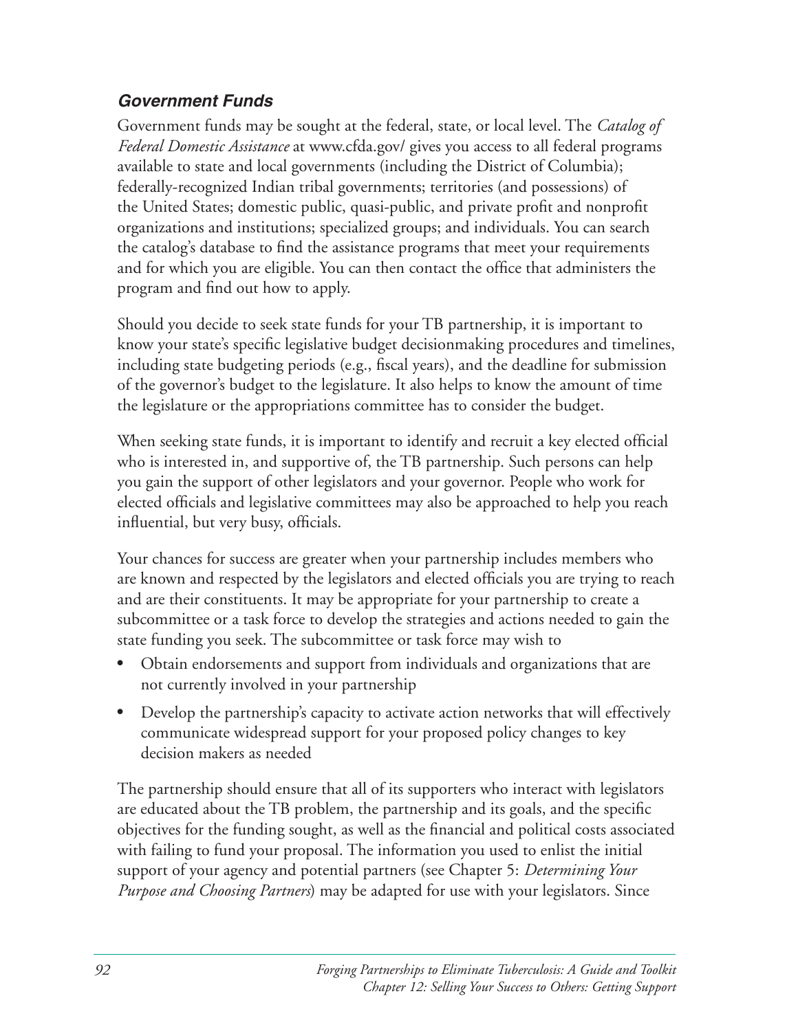### *Government Funds*

Government funds may be sought at the federal, state, or local level. The *Catalog of Federal Domestic Assistance* at www.cfda.gov/ gives you access to all federal programs available to state and local governments (including the District of Columbia); federally-recognized Indian tribal governments; territories (and possessions) of the United States; domestic public, quasi-public, and private profit and nonprofit organizations and institutions; specialized groups; and individuals. You can search the catalog's database to find the assistance programs that meet your requirements and for which you are eligible. You can then contact the office that administers the program and find out how to apply.

Should you decide to seek state funds for your TB partnership, it is important to know your state's specific legislative budget decisionmaking procedures and timelines, including state budgeting periods (e.g., fiscal years), and the deadline for submission of the governor's budget to the legislature. It also helps to know the amount of time the legislature or the appropriations committee has to consider the budget.

When seeking state funds, it is important to identify and recruit a key elected official who is interested in, and supportive of, the TB partnership. Such persons can help you gain the support of other legislators and your governor. People who work for elected officials and legislative committees may also be approached to help you reach influential, but very busy, officials.

Your chances for success are greater when your partnership includes members who are known and respected by the legislators and elected officials you are trying to reach and are their constituents. It may be appropriate for your partnership to create a subcommittee or a task force to develop the strategies and actions needed to gain the state funding you seek. The subcommittee or task force may wish to

- Obtain endorsements and support from individuals and organizations that are not currently involved in your partnership
- Develop the partnership's capacity to activate action networks that will effectively communicate widespread support for your proposed policy changes to key decision makers as needed

The partnership should ensure that all of its supporters who interact with legislators are educated about the TB problem, the partnership and its goals, and the specific objectives for the funding sought, as well as the financial and political costs associated with failing to fund your proposal. The information you used to enlist the initial support of your agency and potential partners (see Chapter 5: *Determining Your Purpose and Choosing Partners*) may be adapted for use with your legislators. Since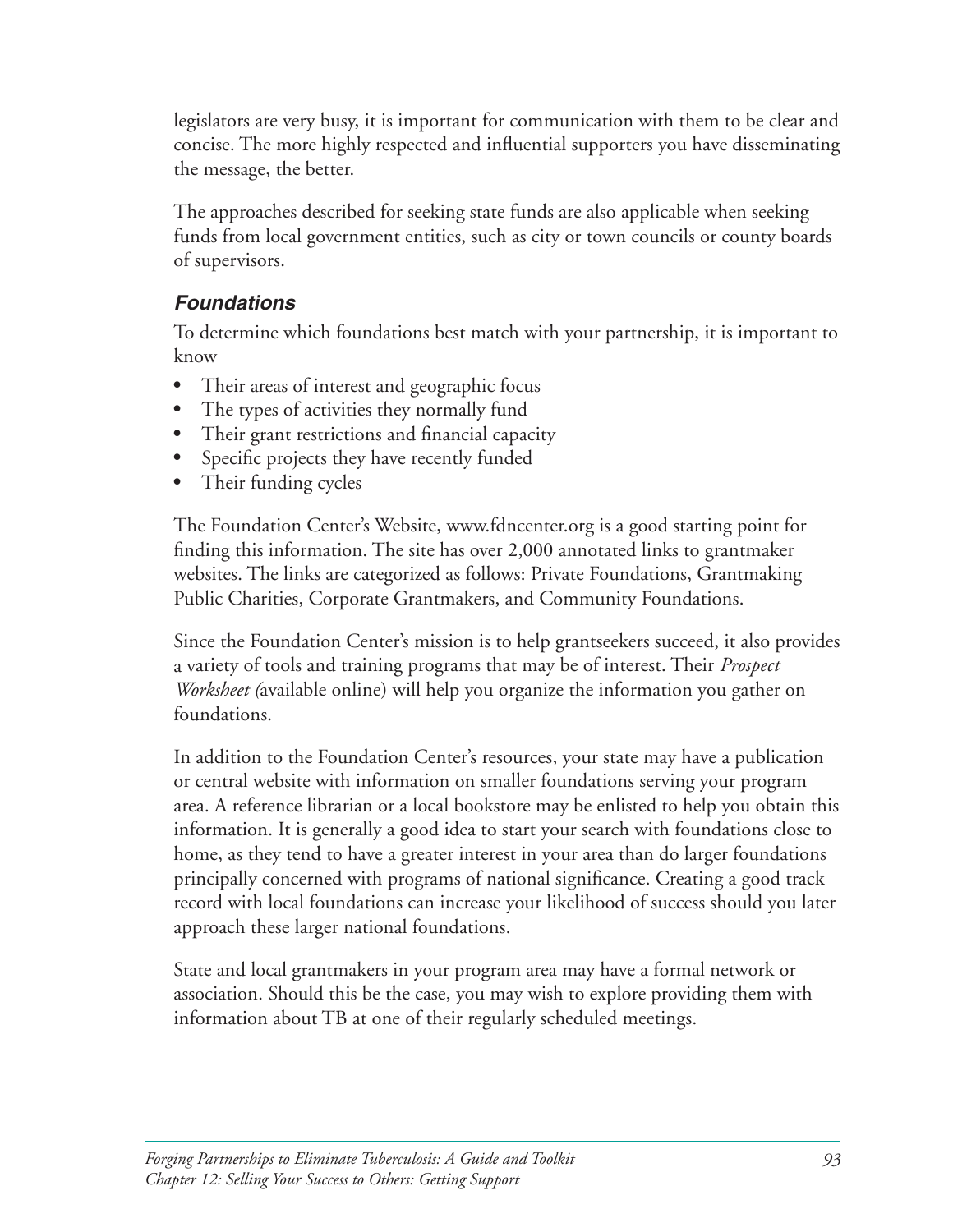legislators are very busy, it is important for communication with them to be clear and concise. The more highly respected and influential supporters you have disseminating the message, the better.

The approaches described for seeking state funds are also applicable when seeking funds from local government entities, such as city or town councils or county boards of supervisors.

### *Foundations*

To determine which foundations best match with your partnership, it is important to know

- Their areas of interest and geographic focus
- The types of activities they normally fund
- Their grant restrictions and financial capacity
- Specific projects they have recently funded
- Their funding cycles

The Foundation Center's Website, www.fdncenter.org is a good starting point for finding this information. The site has over 2,000 annotated links to grantmaker websites. The links are categorized as follows: Private Foundations, Grantmaking Public Charities, Corporate Grantmakers, and Community Foundations.

Since the Foundation Center's mission is to help grantseekers succeed, it also provides a variety of tools and training programs that may be of interest. Their *Prospect Worksheet (*available online) will help you organize the information you gather on foundations.

In addition to the Foundation Center's resources, your state may have a publication or central website with information on smaller foundations serving your program area. A reference librarian or a local bookstore may be enlisted to help you obtain this information. It is generally a good idea to start your search with foundations close to home, as they tend to have a greater interest in your area than do larger foundations principally concerned with programs of national significance. Creating a good track record with local foundations can increase your likelihood of success should you later approach these larger national foundations.

State and local grantmakers in your program area may have a formal network or association. Should this be the case, you may wish to explore providing them with information about TB at one of their regularly scheduled meetings.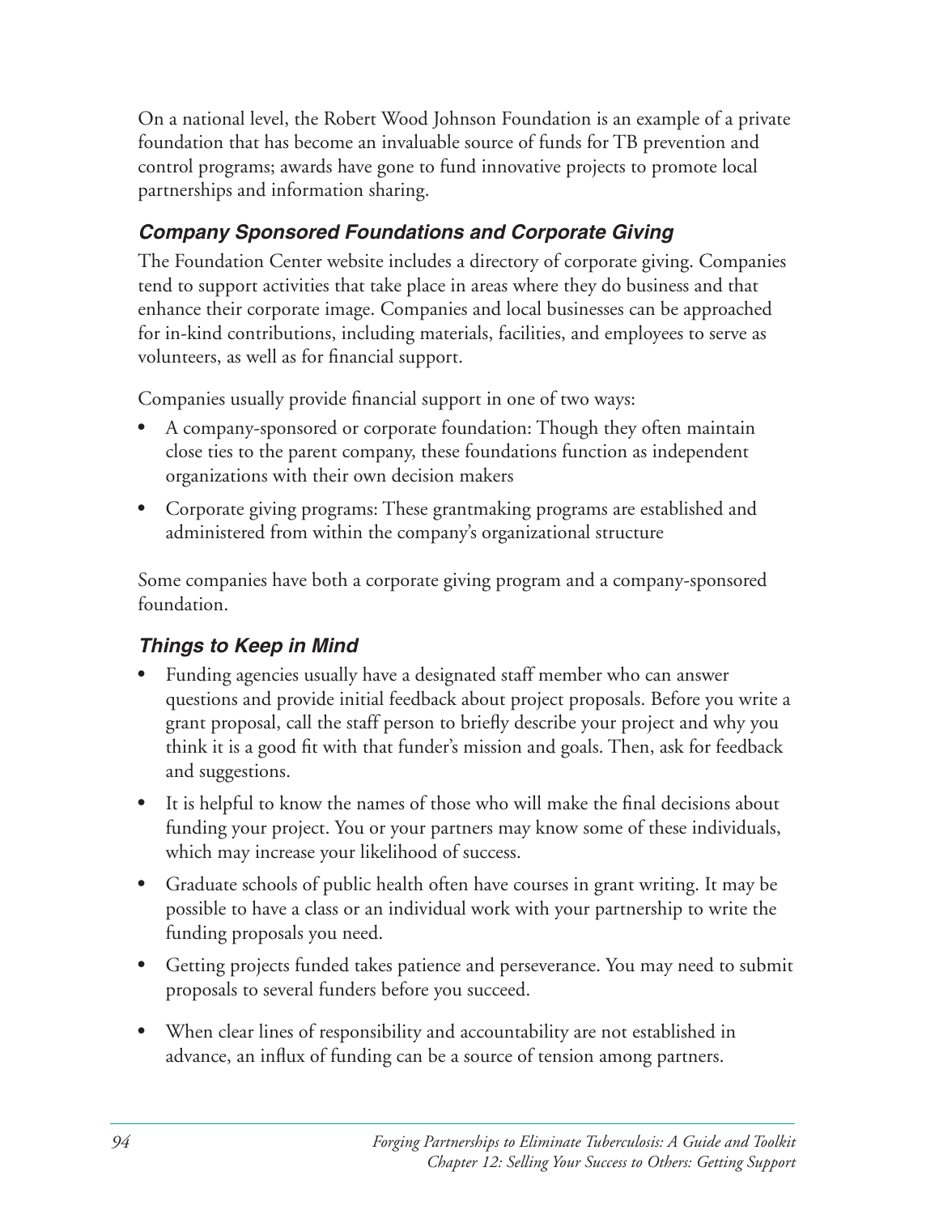On a national level, the Robert Wood Johnson Foundation is an example of a private foundation that has become an invaluable source of funds for TB prevention and control programs; awards have gone to fund innovative projects to promote local partnerships and information sharing.

### *Company Sponsored Foundations and Corporate Giving*

The Foundation Center website includes a directory of corporate giving. Companies tend to support activities that take place in areas where they do business and that enhance their corporate image. Companies and local businesses can be approached for in-kind contributions, including materials, facilities, and employees to serve as volunteers, as well as for financial support.

Companies usually provide financial support in one of two ways:

- A company-sponsored or corporate foundation: Though they often maintain close ties to the parent company, these foundations function as independent organizations with their own decision makers
- Corporate giving programs: These grantmaking programs are established and administered from within the company's organizational structure

Some companies have both a corporate giving program and a company-sponsored foundation.

### *Things to Keep in Mind*

- Funding agencies usually have a designated staff member who can answer questions and provide initial feedback about project proposals. Before you write a grant proposal, call the staff person to briefly describe your project and why you think it is a good fit with that funder's mission and goals. Then, ask for feedback and suggestions.
- It is helpful to know the names of those who will make the final decisions about funding your project. You or your partners may know some of these individuals, which may increase your likelihood of success.
- Graduate schools of public health often have courses in grant writing. It may be possible to have a class or an individual work with your partnership to write the funding proposals you need.
- Getting projects funded takes patience and perseverance. You may need to submit proposals to several funders before you succeed.
- When clear lines of responsibility and accountability are not established in advance, an influx of funding can be a source of tension among partners.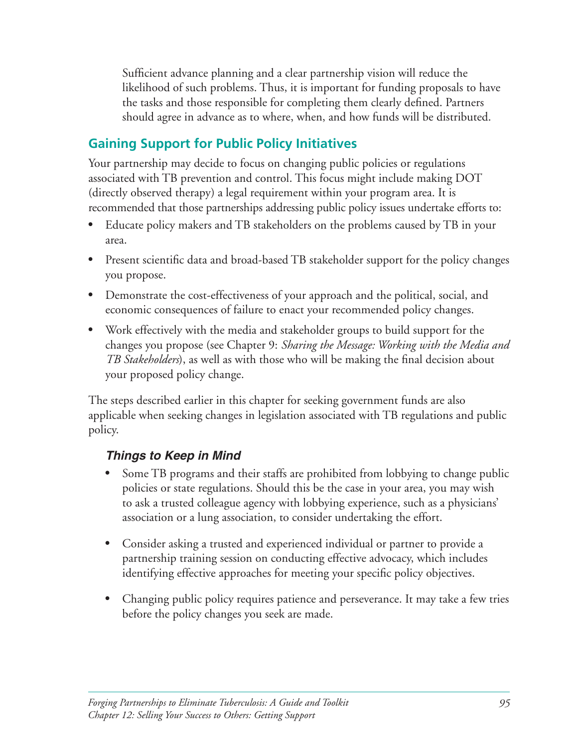Sufficient advance planning and a clear partnership vision will reduce the likelihood of such problems. Thus, it is important for funding proposals to have the tasks and those responsible for completing them clearly defined. Partners should agree in advance as to where, when, and how funds will be distributed.

## Gaining Support for Public Policy Initiatives

Your partnership may decide to focus on changing public policies or regulations associated with TB prevention and control. This focus might include making DOT (directly observed therapy) a legal requirement within your program area. It is recommended that those partnerships addressing public policy issues undertake efforts to:

- Educate policy makers and TB stakeholders on the problems caused by TB in your area.
- Present scientific data and broad-based TB stakeholder support for the policy changes you propose.
- Demonstrate the cost-effectiveness of your approach and the political, social, and economic consequences of failure to enact your recommended policy changes.
- Work effectively with the media and stakeholder groups to build support for the changes you propose (see Chapter 9: *Sharing the Message: Working with the Media and TB Stakeholders*), as well as with those who will be making the final decision about your proposed policy change.

The steps described earlier in this chapter for seeking government funds are also applicable when seeking changes in legislation associated with TB regulations and public policy.

### *Things to Keep in Mind*

- Some TB programs and their staffs are prohibited from lobbying to change public policies or state regulations. Should this be the case in your area, you may wish to ask a trusted colleague agency with lobbying experience, such as a physicians' association or a lung association, to consider undertaking the effort.
- Consider asking a trusted and experienced individual or partner to provide a partnership training session on conducting effective advocacy, which includes identifying effective approaches for meeting your specific policy objectives.
- Changing public policy requires patience and perseverance. It may take a few tries before the policy changes you seek are made.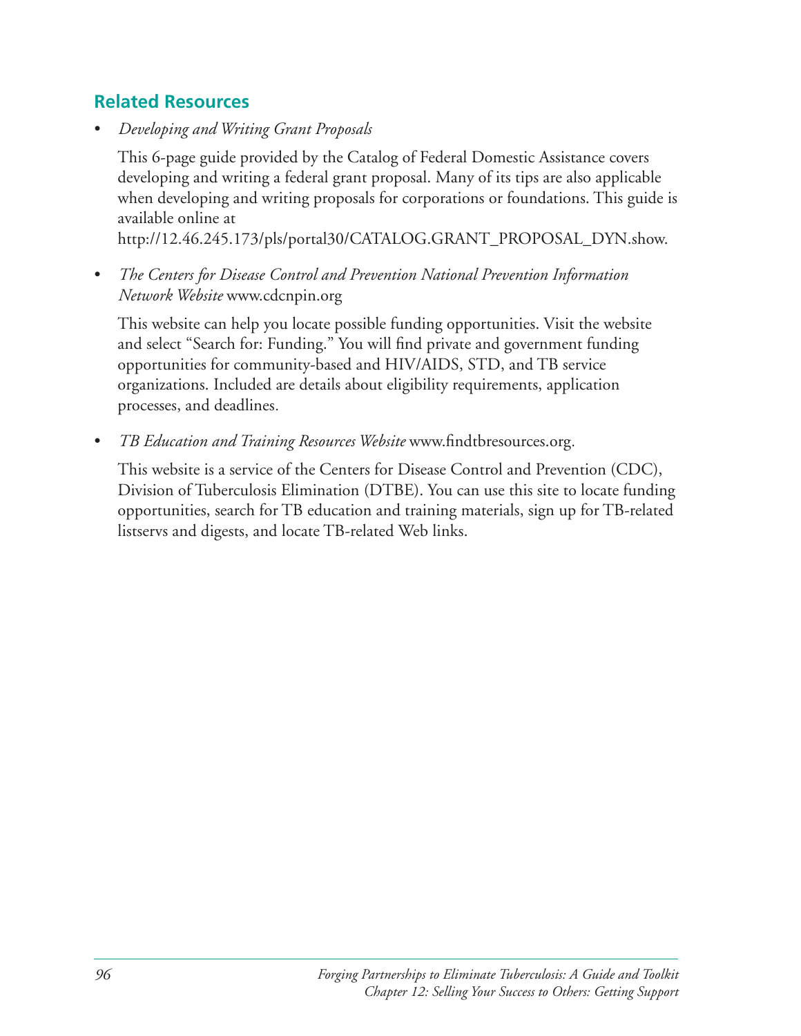## Related Resources

- *Developing and Writing Grant Proposals*

  This 6-page guide provided by the Catalog of Federal Domestic Assistance covers developing and writing a federal grant proposal. Many of its tips are also applicable when developing and writing proposals for corporations or foundations. This guide is available online at http://12.46.245.173/pls/portal30/CATALOG.GRANT_PROPOSAL_DYN.show.

- *The Centers for Disease Control and Prevention National Prevention Information Network Website* www.cdcnpin.org

  This website can help you locate possible funding opportunities. Visit the website and select "Search for: Funding." You will find private and government funding opportunities for community-based and HIV/AIDS, STD, and TB service organizations. Included are details about eligibility requirements, application processes, and deadlines.

- *TB Education and Training Resources Website* www.findtbresources.org.

  This website is a service of the Centers for Disease Control and Prevention (CDC), Division of Tuberculosis Elimination (DTBE). You can use this site to locate funding opportunities, search for TB education and training materials, sign up for TB-related listservs and digests, and locate TB-related Web links.